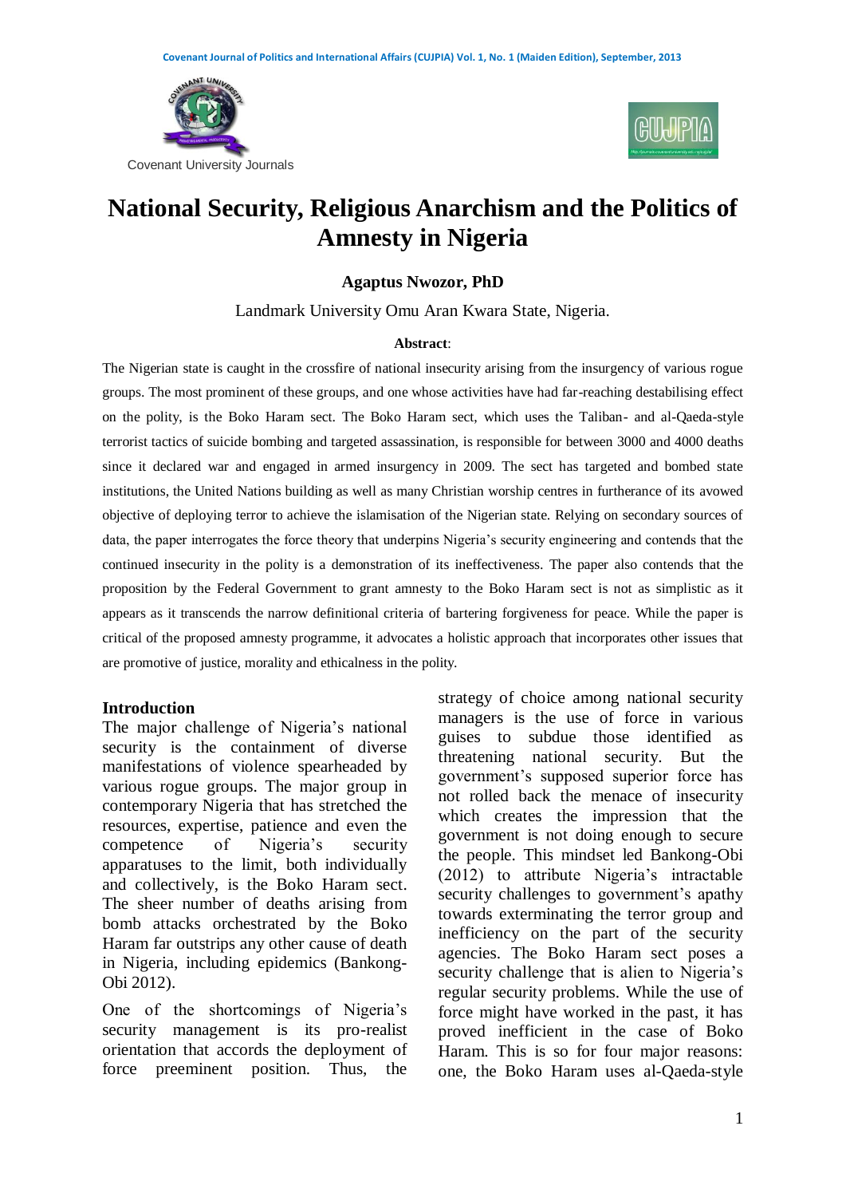# National Security, Religious Anarchism and the Politics of Amnesty in Nigeria

**Agaptus Nwozor, PhD**

Landmark University Omu Aran Kwara State, Nigeria.

**Abstract**:

The Nigerian state is caught in the crossfire of national insecurity arising from the insurgency of various rogue groups. The most prominent of these groups, and one whose activities have had far-reaching destabilising effect on the polity, is the Boko Haram sect. The Boko Haram sect, which uses the Taliban- and al-Qaeda-style terrorist tactics of suicide bombing and targeted assassination, is responsible for between 3000 and 4000 deaths since it declared war and engaged in armed insurgency in 2009. The sect has targeted and bombed state institutions, the United Nations building as well as many Christian worship centres in furtherance of its avowed objective of deploying terror to achieve the islamisation of the Nigerian state. Relying on secondary sources of data, the paper interrogates the force theory that underpins Nigeria's security engineering and contends that the continued insecurity in the polity is a demonstration of its ineffectiveness. The paper also contends that the proposition by the Federal Government to grant amnesty to the Boko Haram sect is not as simplistic as it appears as it transcends the narrow definitional criteria of bartering forgiveness for peace. While the paper is critical of the proposed amnesty programme, it advocates a holistic approach that incorporates other issues that are promotive of justice, morality and ethicalness in the polity.

## Introduction

The major challenge of Nigeria's national security is the containment of diverse manifestations of violence spearheaded by various rogue groups. The major group in contemporary Nigeria that has stretched the resources, expertise, patience and even the competence of Nigeria's security apparatuses to the limit, both individually and collectively, is the Boko Haram sect. The sheer number of deaths arising from bomb attacks orchestrated by the Boko Haram far outstrips any other cause of death in Nigeria, including epidemics (Bankong-Obi 2012).

One of the shortcomings of Nigeria's security management is its pro-realist orientation that accords the deployment of force preeminent position. Thus, the strategy of choice among national security managers is the use of force in various guises to subdue those identified as threatening national security. But the government's supposed superior force has not rolled back the menace of insecurity which creates the impression that the government is not doing enough to secure the people. This mindset led Bankong-Obi (2012) to attribute Nigeria's intractable security challenges to government's apathy towards exterminating the terror group and inefficiency on the part of the security agencies. The Boko Haram sect poses a security challenge that is alien to Nigeria's regular security problems. While the use of force might have worked in the past, it has proved inefficient in the case of Boko Haram. This is so for four major reasons: one, the Boko Haram uses al-Qaeda-style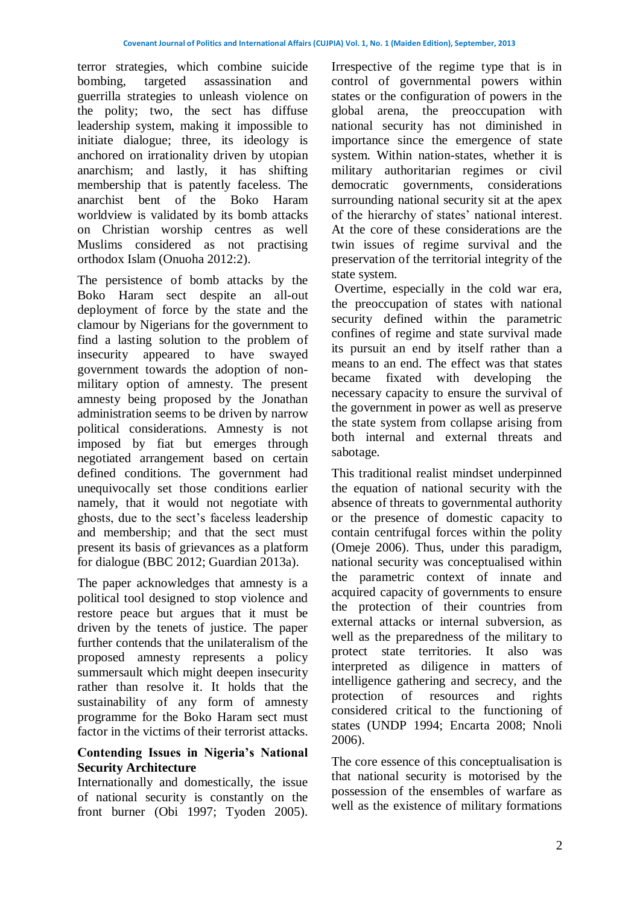terror strategies, which combine suicide bombing, targeted assassination and guerrilla strategies to unleash violence on the polity; two, the sect has diffuse leadership system, making it impossible to initiate dialogue; three, its ideology is anchored on irrationality driven by utopian anarchism; and lastly, it has shifting membership that is patently faceless. The anarchist bent of the Boko Haram worldview is validated by its bomb attacks on Christian worship centres as well Muslims considered as not practising orthodox Islam (Onuoha 2012:2).

The persistence of bomb attacks by the Boko Haram sect despite an all-out deployment of force by the state and the clamour by Nigerians for the government to find a lasting solution to the problem of insecurity appeared to have swayed government towards the adoption of non-military option of amnesty. The present amnesty being proposed by the Jonathan administration seems to be driven by narrow political considerations. Amnesty is not imposed by fiat but emerges through negotiated arrangement based on certain defined conditions. The government had unequivocally set those conditions earlier namely, that it would not negotiate with ghosts, due to the sect's faceless leadership and membership; and that the sect must present its basis of grievances as a platform for dialogue (BBC 2012; Guardian 2013a).

The paper acknowledges that amnesty is a political tool designed to stop violence and restore peace but argues that it must be driven by the tenets of justice. The paper further contends that the unilateralism of the proposed amnesty represents a policy summersault which might deepen insecurity rather than resolve it. It holds that the sustainability of any form of amnesty programme for the Boko Haram sect must factor in the victims of their terrorist attacks.

## Contending Issues in Nigeria's National Security Architecture

Internationally and domestically, the issue of national security is constantly on the front burner (Obi 1997; Tyoden 2005). Irrespective of the regime type that is in control of governmental powers within states or the configuration of powers in the global arena, the preoccupation with national security has not diminished in importance since the emergence of state system. Within nation-states, whether it is military authoritarian regimes or civil democratic governments, considerations surrounding national security sit at the apex of the hierarchy of states' national interest. At the core of these considerations are the twin issues of regime survival and the preservation of the territorial integrity of the state system.

Overtime, especially in the cold war era, the preoccupation of states with national security defined within the parametric confines of regime and state survival made its pursuit an end by itself rather than a means to an end. The effect was that states became fixated with developing the necessary capacity to ensure the survival of the government in power as well as preserve the state system from collapse arising from both internal and external threats and sabotage.

This traditional realist mindset underpinned the equation of national security with the absence of threats to governmental authority or the presence of domestic capacity to contain centrifugal forces within the polity (Omeje 2006). Thus, under this paradigm, national security was conceptualised within the parametric context of innate and acquired capacity of governments to ensure the protection of their countries from external attacks or internal subversion, as well as the preparedness of the military to protect state territories. It also was interpreted as diligence in matters of intelligence gathering and secrecy, and the protection of resources and rights considered critical to the functioning of states (UNDP 1994; Encarta 2008; Nnoli 2006).

The core essence of this conceptualisation is that national security is motorised by the possession of the ensembles of warfare as well as the existence of military formations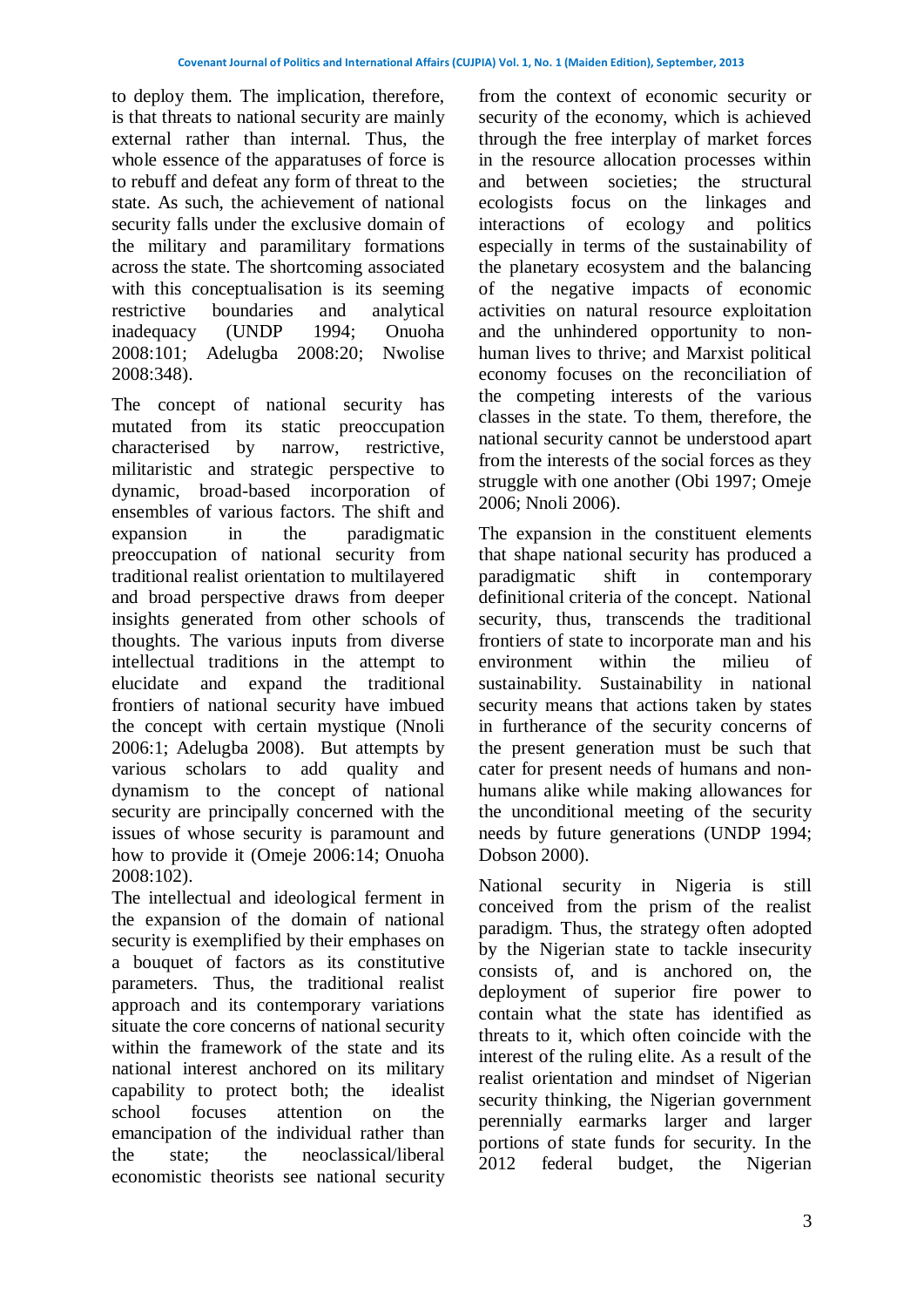to deploy them. The implication, therefore, is that threats to national security are mainly external rather than internal. Thus, the whole essence of the apparatuses of force is to rebuff and defeat any form of threat to the state. As such, the achievement of national security falls under the exclusive domain of the military and paramilitary formations across the state. The shortcoming associated with this conceptualisation is its seeming restrictive boundaries and analytical inadequacy (UNDP 1994; Onuoha 2008:101; Adelugba 2008:20; Nwolise 2008:348).

The concept of national security has mutated from its static preoccupation characterised by narrow, restrictive, militaristic and strategic perspective to dynamic, broad-based incorporation of ensembles of various factors. The shift and expansion in the paradigmatic preoccupation of national security from traditional realist orientation to multilayered and broad perspective draws from deeper insights generated from other schools of thoughts. The various inputs from diverse intellectual traditions in the attempt to elucidate and expand the traditional frontiers of national security have imbued the concept with certain mystique (Nnoli 2006:1; Adelugba 2008). But attempts by various scholars to add quality and dynamism to the concept of national security are principally concerned with the issues of whose security is paramount and how to provide it (Omeje 2006:14; Onuoha 2008:102).

The intellectual and ideological ferment in the expansion of the domain of national security is exemplified by their emphases on a bouquet of factors as its constitutive parameters. Thus, the traditional realist approach and its contemporary variations situate the core concerns of national security within the framework of the state and its national interest anchored on its military capability to protect both; the idealist school focuses attention on the emancipation of the individual rather than the state; the neoclassical/liberal economistic theorists see national security from the context of economic security or security of the economy, which is achieved through the free interplay of market forces in the resource allocation processes within and between societies; the structural ecologists focus on the linkages and interactions of ecology and politics especially in terms of the sustainability of the planetary ecosystem and the balancing of the negative impacts of economic activities on natural resource exploitation and the unhindered opportunity to non-human lives to thrive; and Marxist political economy focuses on the reconciliation of the competing interests of the various classes in the state. To them, therefore, the national security cannot be understood apart from the interests of the social forces as they struggle with one another (Obi 1997; Omeje 2006; Nnoli 2006).

The expansion in the constituent elements that shape national security has produced a paradigmatic shift in contemporary definitional criteria of the concept. National security, thus, transcends the traditional frontiers of state to incorporate man and his environment within the milieu of sustainability. Sustainability in national security means that actions taken by states in furtherance of the security concerns of the present generation must be such that cater for present needs of humans and non-humans alike while making allowances for the unconditional meeting of the security needs by future generations (UNDP 1994; Dobson 2000).

National security in Nigeria is still conceived from the prism of the realist paradigm. Thus, the strategy often adopted by the Nigerian state to tackle insecurity consists of, and is anchored on, the deployment of superior fire power to contain what the state has identified as threats to it, which often coincide with the interest of the ruling elite. As a result of the realist orientation and mindset of Nigerian security thinking, the Nigerian government perennially earmarks larger and larger portions of state funds for security. In the 2012 federal budget, the Nigerian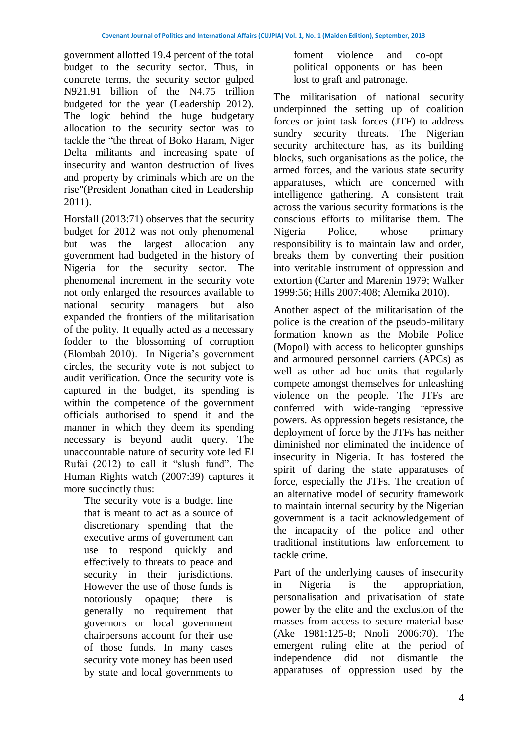government allotted 19.4 percent of the total budget to the security sector. Thus, in concrete terms, the security sector gulped ₦921.91 billion of the ₦4.75 trillion budgeted for the year (Leadership 2012). The logic behind the huge budgetary allocation to the security sector was to tackle the "the threat of Boko Haram, Niger Delta militants and increasing spate of insecurity and wanton destruction of lives and property by criminals which are on the rise"(President Jonathan cited in Leadership 2011).

Horsfall (2013:71) observes that the security budget for 2012 was not only phenomenal but was the largest allocation any government had budgeted in the history of Nigeria for the security sector. The phenomenal increment in the security vote not only enlarged the resources available to national security managers but also expanded the frontiers of the militarisation of the polity. It equally acted as a necessary fodder to the blossoming of corruption (Elombah 2010). In Nigeria's government circles, the security vote is not subject to audit verification. Once the security vote is captured in the budget, its spending is within the competence of the government officials authorised to spend it and the manner in which they deem its spending necessary is beyond audit query. The unaccountable nature of security vote led El Rufai (2012) to call it "slush fund". The Human Rights watch (2007:39) captures it more succinctly thus:

> The security vote is a budget line that is meant to act as a source of discretionary spending that the executive arms of government can use to respond quickly and effectively to threats to peace and security in their jurisdictions. However the use of those funds is notoriously opaque; there is generally no requirement that governors or local government chairpersons account for their use of those funds. In many cases security vote money has been used by state and local governments to foment violence and co-opt political opponents or has been lost to graft and patronage.

The militarisation of national security underpinned the setting up of coalition forces or joint task forces (JTF) to address sundry security threats. The Nigerian security architecture has, as its building blocks, such organisations as the police, the armed forces, and the various state security apparatuses, which are concerned with intelligence gathering. A consistent trait across the various security formations is the conscious efforts to militarise them. The Nigeria Police, whose primary responsibility is to maintain law and order, breaks them by converting their position into veritable instrument of oppression and extortion (Carter and Marenin 1979; Walker 1999:56; Hills 2007:408; Alemika 2010).

Another aspect of the militarisation of the police is the creation of the pseudo-military formation known as the Mobile Police (Mopol) with access to helicopter gunships and armoured personnel carriers (APCs) as well as other ad hoc units that regularly compete amongst themselves for unleashing violence on the people. The JTFs are conferred with wide-ranging repressive powers. As oppression begets resistance, the deployment of force by the JTFs has neither diminished nor eliminated the incidence of insecurity in Nigeria. It has fostered the spirit of daring the state apparatuses of force, especially the JTFs. The creation of an alternative model of security framework to maintain internal security by the Nigerian government is a tacit acknowledgement of the incapacity of the police and other traditional institutions law enforcement to tackle crime.

Part of the underlying causes of insecurity in Nigeria is the appropriation, personalisation and privatisation of state power by the elite and the exclusion of the masses from access to secure material base (Ake 1981:125-8; Nnoli 2006:70). The emergent ruling elite at the period of independence did not dismantle the apparatuses of oppression used by the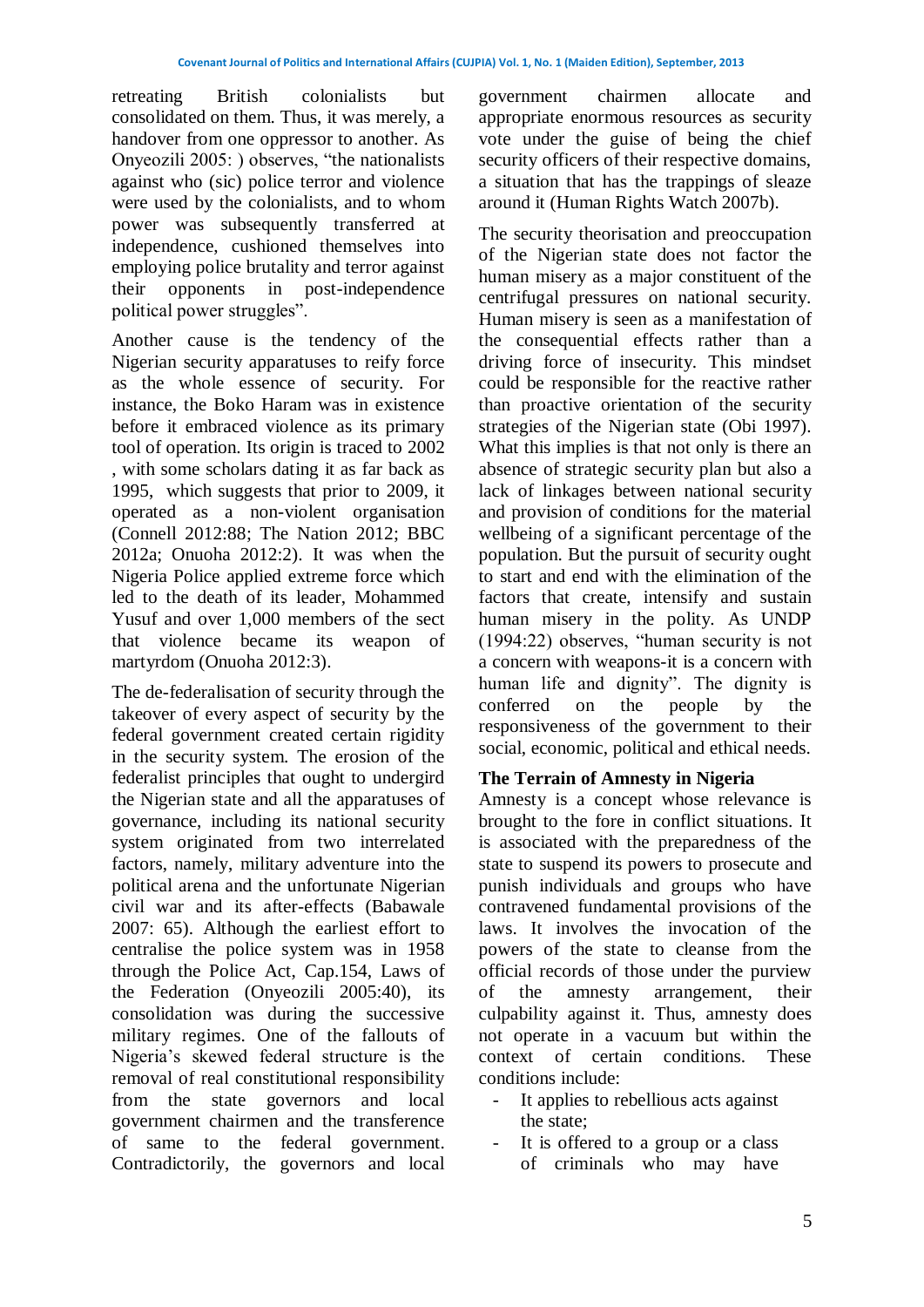retreating British colonialists but consolidated on them. Thus, it was merely, a handover from one oppressor to another. As Onyeozili 2005: ) observes, "the nationalists against who (sic) police terror and violence were used by the colonialists, and to whom power was subsequently transferred at independence, cushioned themselves into employing police brutality and terror against their opponents in post-independence political power struggles".

Another cause is the tendency of the Nigerian security apparatuses to reify force as the whole essence of security. For instance, the Boko Haram was in existence before it embraced violence as its primary tool of operation. Its origin is traced to 2002 , with some scholars dating it as far back as 1995, which suggests that prior to 2009, it operated as a non-violent organisation (Connell 2012:88; The Nation 2012; BBC 2012a; Onuoha 2012:2). It was when the Nigeria Police applied extreme force which led to the death of its leader, Mohammed Yusuf and over 1,000 members of the sect that violence became its weapon of martyrdom (Onuoha 2012:3).

The de-federalisation of security through the takeover of every aspect of security by the federal government created certain rigidity in the security system. The erosion of the federalist principles that ought to undergird the Nigerian state and all the apparatuses of governance, including its national security system originated from two interrelated factors, namely, military adventure into the political arena and the unfortunate Nigerian civil war and its after-effects (Babawale 2007: 65). Although the earliest effort to centralise the police system was in 1958 through the Police Act, Cap.154, Laws of the Federation (Onyeozili 2005:40), its consolidation was during the successive military regimes. One of the fallouts of Nigeria's skewed federal structure is the removal of real constitutional responsibility from the state governors and local government chairmen and the transference of same to the federal government. Contradictorily, the governors and local government chairmen allocate and appropriate enormous resources as security vote under the guise of being the chief security officers of their respective domains, a situation that has the trappings of sleaze around it (Human Rights Watch 2007b).

The security theorisation and preoccupation of the Nigerian state does not factor the human misery as a major constituent of the centrifugal pressures on national security. Human misery is seen as a manifestation of the consequential effects rather than a driving force of insecurity. This mindset could be responsible for the reactive rather than proactive orientation of the security strategies of the Nigerian state (Obi 1997). What this implies is that not only is there an absence of strategic security plan but also a lack of linkages between national security and provision of conditions for the material wellbeing of a significant percentage of the population. But the pursuit of security ought to start and end with the elimination of the factors that create, intensify and sustain human misery in the polity. As UNDP (1994:22) observes, "human security is not a concern with weapons-it is a concern with human life and dignity". The dignity is conferred on the people by the responsiveness of the government to their social, economic, political and ethical needs.

## The Terrain of Amnesty in Nigeria

Amnesty is a concept whose relevance is brought to the fore in conflict situations. It is associated with the preparedness of the state to suspend its powers to prosecute and punish individuals and groups who have contravened fundamental provisions of the laws. It involves the invocation of the powers of the state to cleanse from the official records of those under the purview of the amnesty arrangement, their culpability against it. Thus, amnesty does not operate in a vacuum but within the context of certain conditions. These conditions include:

- It applies to rebellious acts against the state;
- It is offered to a group or a class of criminals who may have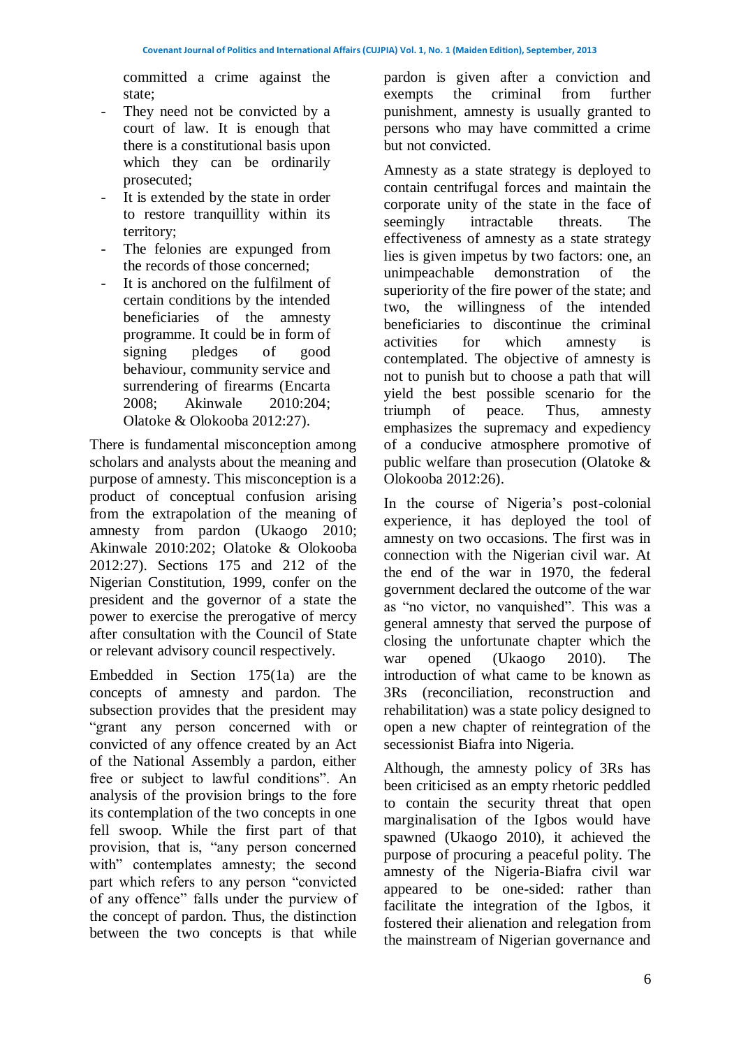committed a crime against the state;

- They need not be convicted by a court of law. It is enough that there is a constitutional basis upon which they can be ordinarily prosecuted;
- It is extended by the state in order to restore tranquillity within its territory;
- The felonies are expunged from the records of those concerned;
- It is anchored on the fulfilment of certain conditions by the intended beneficiaries of the amnesty programme. It could be in form of signing pledges of good behaviour, community service and surrendering of firearms (Encarta 2008; Akinwale 2010:204; Olatoke & Olokooba 2012:27).

There is fundamental misconception among scholars and analysts about the meaning and purpose of amnesty. This misconception is a product of conceptual confusion arising from the extrapolation of the meaning of amnesty from pardon (Ukaogo 2010; Akinwale 2010:202; Olatoke & Olokooba 2012:27). Sections 175 and 212 of the Nigerian Constitution, 1999, confer on the president and the governor of a state the power to exercise the prerogative of mercy after consultation with the Council of State or relevant advisory council respectively.

Embedded in Section 175(1a) are the concepts of amnesty and pardon. The subsection provides that the president may "grant any person concerned with or convicted of any offence created by an Act of the National Assembly a pardon, either free or subject to lawful conditions". An analysis of the provision brings to the fore its contemplation of the two concepts in one fell swoop. While the first part of that provision, that is, "any person concerned with" contemplates amnesty; the second part which refers to any person "convicted of any offence" falls under the purview of the concept of pardon. Thus, the distinction between the two concepts is that while pardon is given after a conviction and exempts the criminal from further punishment, amnesty is usually granted to persons who may have committed a crime but not convicted.

Amnesty as a state strategy is deployed to contain centrifugal forces and maintain the corporate unity of the state in the face of seemingly intractable threats. The effectiveness of amnesty as a state strategy lies is given impetus by two factors: one, an unimpeachable demonstration of the superiority of the fire power of the state; and two, the willingness of the intended beneficiaries to discontinue the criminal activities for which amnesty is contemplated. The objective of amnesty is not to punish but to choose a path that will yield the best possible scenario for the triumph of peace. Thus, amnesty emphasizes the supremacy and expediency of a conducive atmosphere promotive of public welfare than prosecution (Olatoke & Olokooba 2012:26).

In the course of Nigeria's post-colonial experience, it has deployed the tool of amnesty on two occasions. The first was in connection with the Nigerian civil war. At the end of the war in 1970, the federal government declared the outcome of the war as "no victor, no vanquished". This was a general amnesty that served the purpose of closing the unfortunate chapter which the war opened (Ukaogo 2010). The introduction of what came to be known as 3Rs (reconciliation, reconstruction and rehabilitation) was a state policy designed to open a new chapter of reintegration of the secessionist Biafra into Nigeria.

Although, the amnesty policy of 3Rs has been criticised as an empty rhetoric peddled to contain the security threat that open marginalisation of the Igbos would have spawned (Ukaogo 2010), it achieved the purpose of procuring a peaceful polity. The amnesty of the Nigeria-Biafra civil war appeared to be one-sided: rather than facilitate the integration of the Igbos, it fostered their alienation and relegation from the mainstream of Nigerian governance and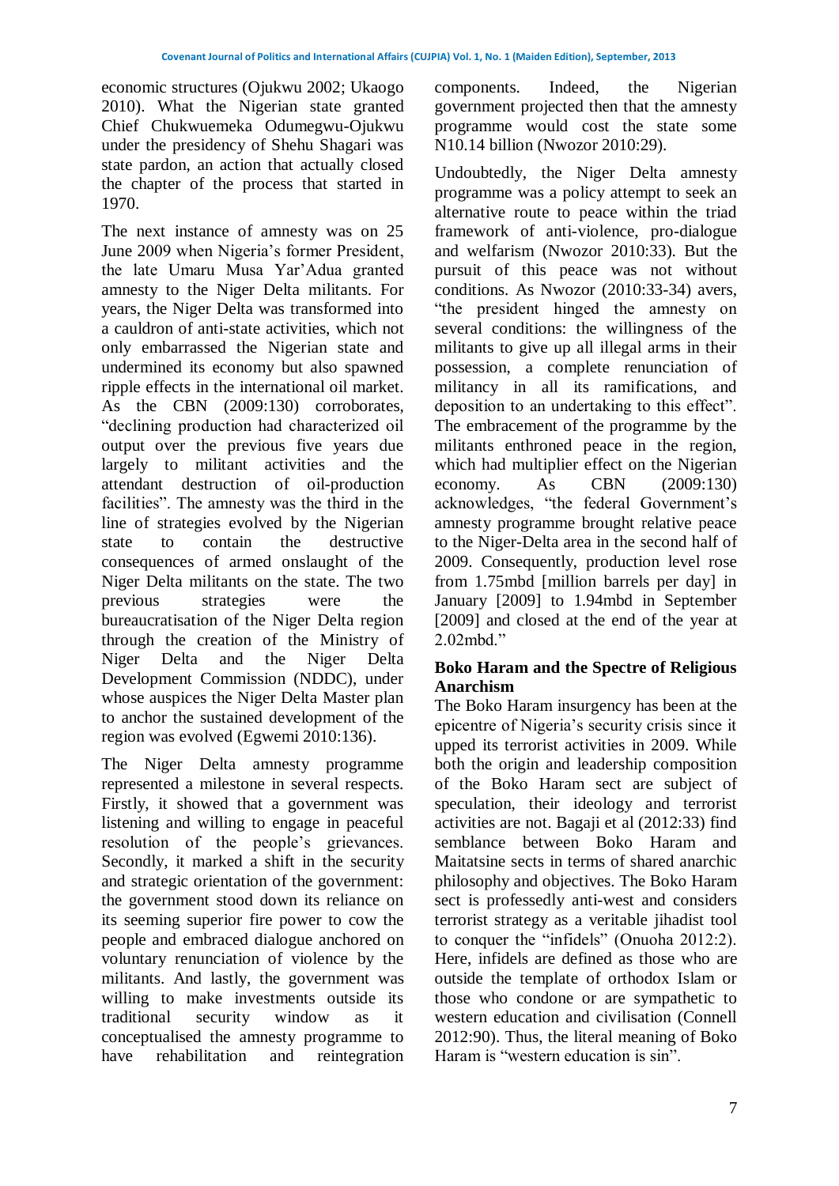economic structures (Ojukwu 2002; Ukaogo 2010). What the Nigerian state granted Chief Chukwuemeka Odumegwu-Ojukwu under the presidency of Shehu Shagari was state pardon, an action that actually closed the chapter of the process that started in 1970.

The next instance of amnesty was on 25 June 2009 when Nigeria's former President, the late Umaru Musa Yar'Adua granted amnesty to the Niger Delta militants. For years, the Niger Delta was transformed into a cauldron of anti-state activities, which not only embarrassed the Nigerian state and undermined its economy but also spawned ripple effects in the international oil market. As the CBN (2009:130) corroborates, "declining production had characterized oil output over the previous five years due largely to militant activities and the attendant destruction of oil-production facilities". The amnesty was the third in the line of strategies evolved by the Nigerian state to contain the destructive consequences of armed onslaught of the Niger Delta militants on the state. The two previous strategies were the bureaucratisation of the Niger Delta region through the creation of the Ministry of Niger Delta and the Niger Delta Development Commission (NDDC), under whose auspices the Niger Delta Master plan to anchor the sustained development of the region was evolved (Egwemi 2010:136).

The Niger Delta amnesty programme represented a milestone in several respects. Firstly, it showed that a government was listening and willing to engage in peaceful resolution of the people's grievances. Secondly, it marked a shift in the security and strategic orientation of the government: the government stood down its reliance on its seeming superior fire power to cow the people and embraced dialogue anchored on voluntary renunciation of violence by the militants. And lastly, the government was willing to make investments outside its traditional security window as it conceptualised the amnesty programme to have rehabilitation and reintegration components. Indeed, the Nigerian government projected then that the amnesty programme would cost the state some N10.14 billion (Nwozor 2010:29).

Undoubtedly, the Niger Delta amnesty programme was a policy attempt to seek an alternative route to peace within the triad framework of anti-violence, pro-dialogue and welfarism (Nwozor 2010:33). But the pursuit of this peace was not without conditions. As Nwozor (2010:33-34) avers, "the president hinged the amnesty on several conditions: the willingness of the militants to give up all illegal arms in their possession, a complete renunciation of militancy in all its ramifications, and deposition to an undertaking to this effect". The embracement of the programme by the militants enthroned peace in the region, which had multiplier effect on the Nigerian economy. As CBN (2009:130) acknowledges, "the federal Government's amnesty programme brought relative peace to the Niger-Delta area in the second half of 2009. Consequently, production level rose from 1.75mbd [million barrels per day] in January [2009] to 1.94mbd in September [2009] and closed at the end of the year at 2.02mbd."

## Boko Haram and the Spectre of Religious Anarchism

The Boko Haram insurgency has been at the epicentre of Nigeria's security crisis since it upped its terrorist activities in 2009. While both the origin and leadership composition of the Boko Haram sect are subject of speculation, their ideology and terrorist activities are not. Bagaji et al (2012:33) find semblance between Boko Haram and Maitatsine sects in terms of shared anarchic philosophy and objectives. The Boko Haram sect is professedly anti-west and considers terrorist strategy as a veritable jihadist tool to conquer the "infidels" (Onuoha 2012:2). Here, infidels are defined as those who are outside the template of orthodox Islam or those who condone or are sympathetic to western education and civilisation (Connell 2012:90). Thus, the literal meaning of Boko Haram is "western education is sin".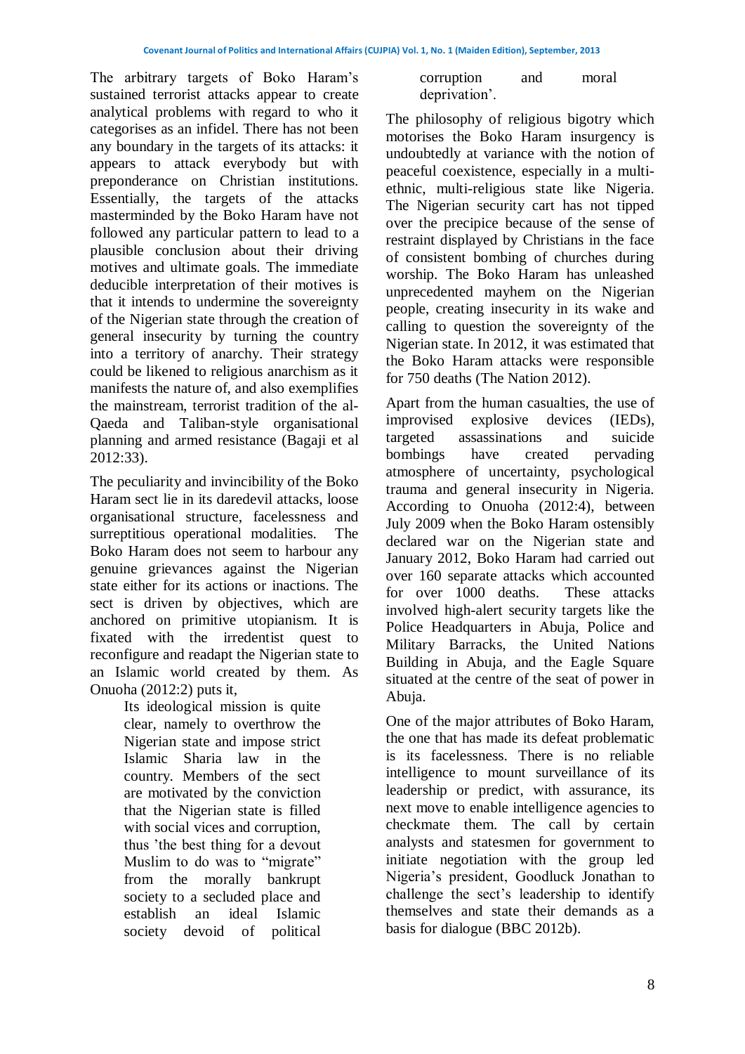The arbitrary targets of Boko Haram's sustained terrorist attacks appear to create analytical problems with regard to who it categorises as an infidel. There has not been any boundary in the targets of its attacks: it appears to attack everybody but with preponderance on Christian institutions. Essentially, the targets of the attacks masterminded by the Boko Haram have not followed any particular pattern to lead to a plausible conclusion about their driving motives and ultimate goals. The immediate deducible interpretation of their motives is that it intends to undermine the sovereignty of the Nigerian state through the creation of general insecurity by turning the country into a territory of anarchy. Their strategy could be likened to religious anarchism as it manifests the nature of, and also exemplifies the mainstream, terrorist tradition of the al-Qaeda and Taliban-style organisational planning and armed resistance (Bagaji et al 2012:33).

The peculiarity and invincibility of the Boko Haram sect lie in its daredevil attacks, loose organisational structure, facelessness and surreptitious operational modalities. The Boko Haram does not seem to harbour any genuine grievances against the Nigerian state either for its actions or inactions. The sect is driven by objectives, which are anchored on primitive utopianism. It is fixated with the irredentist quest to reconfigure and readapt the Nigerian state to an Islamic world created by them. As Onuoha (2012:2) puts it,

> Its ideological mission is quite clear, namely to overthrow the Nigerian state and impose strict Islamic Sharia law in the country. Members of the sect are motivated by the conviction that the Nigerian state is filled with social vices and corruption, thus 'the best thing for a devout Muslim to do was to "migrate" from the morally bankrupt society to a secluded place and establish an ideal Islamic society devoid of political corruption and moral deprivation'.

The philosophy of religious bigotry which motorises the Boko Haram insurgency is undoubtedly at variance with the notion of peaceful coexistence, especially in a multi-ethnic, multi-religious state like Nigeria. The Nigerian security cart has not tipped over the precipice because of the sense of restraint displayed by Christians in the face of consistent bombing of churches during worship. The Boko Haram has unleashed unprecedented mayhem on the Nigerian people, creating insecurity in its wake and calling to question the sovereignty of the Nigerian state. In 2012, it was estimated that the Boko Haram attacks were responsible for 750 deaths (The Nation 2012).

Apart from the human casualties, the use of improvised explosive devices (IEDs), targeted assassinations and suicide bombings have created pervading atmosphere of uncertainty, psychological trauma and general insecurity in Nigeria. According to Onuoha (2012:4), between July 2009 when the Boko Haram ostensibly declared war on the Nigerian state and January 2012, Boko Haram had carried out over 160 separate attacks which accounted for over 1000 deaths. These attacks involved high-alert security targets like the Police Headquarters in Abuja, Police and Military Barracks, the United Nations Building in Abuja, and the Eagle Square situated at the centre of the seat of power in Abuja.

One of the major attributes of Boko Haram, the one that has made its defeat problematic is its facelessness. There is no reliable intelligence to mount surveillance of its leadership or predict, with assurance, its next move to enable intelligence agencies to checkmate them. The call by certain analysts and statesmen for government to initiate negotiation with the group led Nigeria's president, Goodluck Jonathan to challenge the sect's leadership to identify themselves and state their demands as a basis for dialogue (BBC 2012b).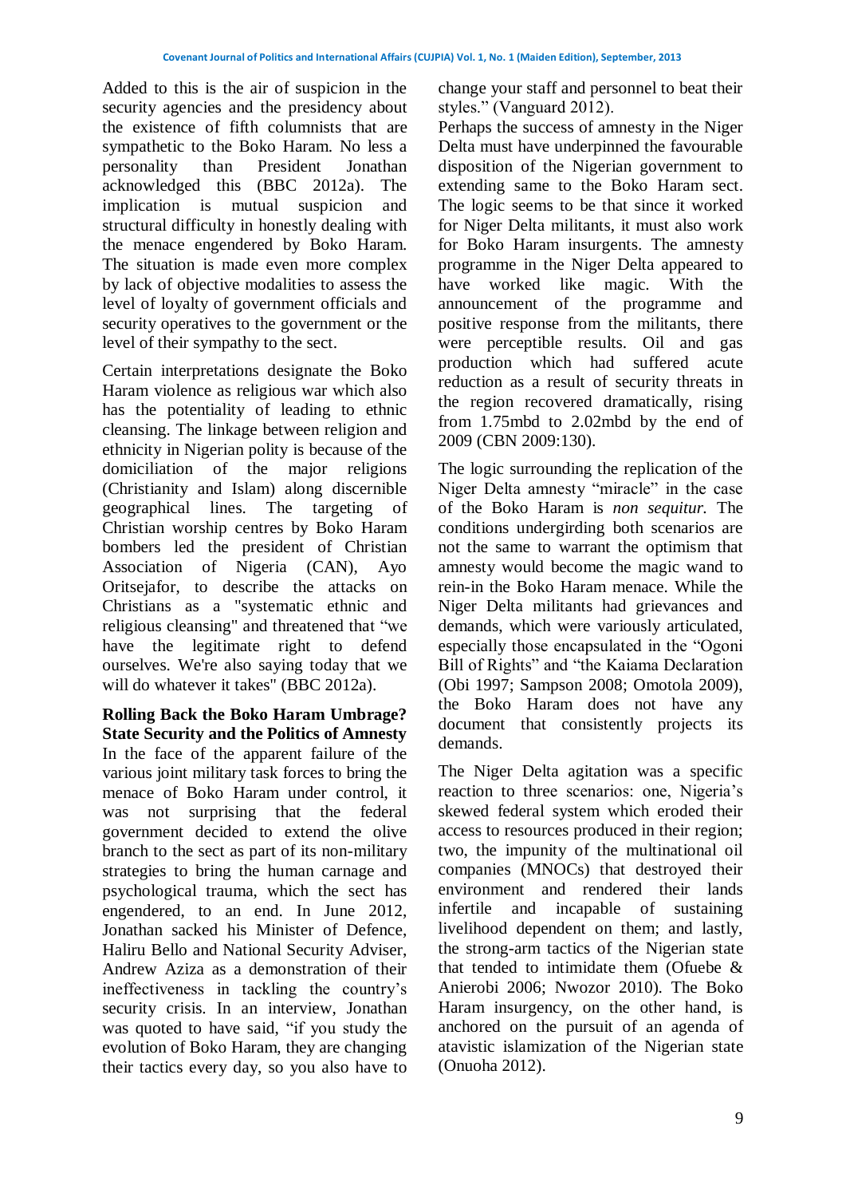Added to this is the air of suspicion in the security agencies and the presidency about the existence of fifth columnists that are sympathetic to the Boko Haram. No less a personality than President Jonathan acknowledged this (BBC 2012a). The implication is mutual suspicion and structural difficulty in honestly dealing with the menace engendered by Boko Haram. The situation is made even more complex by lack of objective modalities to assess the level of loyalty of government officials and security operatives to the government or the level of their sympathy to the sect.

Certain interpretations designate the Boko Haram violence as religious war which also has the potentiality of leading to ethnic cleansing. The linkage between religion and ethnicity in Nigerian polity is because of the domiciliation of the major religions (Christianity and Islam) along discernible geographical lines. The targeting of Christian worship centres by Boko Haram bombers led the president of Christian Association of Nigeria (CAN), Ayo Oritsejafor, to describe the attacks on Christians as a "systematic ethnic and religious cleansing" and threatened that "we have the legitimate right to defend ourselves. We're also saying today that we will do whatever it takes" (BBC 2012a).

**Rolling Back the Boko Haram Umbrage? State Security and the Politics of Amnesty**

In the face of the apparent failure of the various joint military task forces to bring the menace of Boko Haram under control, it was not surprising that the federal government decided to extend the olive branch to the sect as part of its non-military strategies to bring the human carnage and psychological trauma, which the sect has engendered, to an end. In June 2012, Jonathan sacked his Minister of Defence, Haliru Bello and National Security Adviser, Andrew Aziza as a demonstration of their ineffectiveness in tackling the country's security crisis. In an interview, Jonathan was quoted to have said, "if you study the evolution of Boko Haram, they are changing their tactics every day, so you also have to change your staff and personnel to beat their styles." (Vanguard 2012).

Perhaps the success of amnesty in the Niger Delta must have underpinned the favourable disposition of the Nigerian government to extending same to the Boko Haram sect. The logic seems to be that since it worked for Niger Delta militants, it must also work for Boko Haram insurgents. The amnesty programme in the Niger Delta appeared to have worked like magic. With the announcement of the programme and positive response from the militants, there were perceptible results. Oil and gas production which had suffered acute reduction as a result of security threats in the region recovered dramatically, rising from 1.75mbd to 2.02mbd by the end of 2009 (CBN 2009:130).

The logic surrounding the replication of the Niger Delta amnesty "miracle" in the case of the Boko Haram is *non sequitur*. The conditions undergirding both scenarios are not the same to warrant the optimism that amnesty would become the magic wand to rein-in the Boko Haram menace. While the Niger Delta militants had grievances and demands, which were variously articulated, especially those encapsulated in the "Ogoni Bill of Rights" and "the Kaiama Declaration (Obi 1997; Sampson 2008; Omotola 2009), the Boko Haram does not have any document that consistently projects its demands.

The Niger Delta agitation was a specific reaction to three scenarios: one, Nigeria's skewed federal system which eroded their access to resources produced in their region; two, the impunity of the multinational oil companies (MNOCs) that destroyed their environment and rendered their lands infertile and incapable of sustaining livelihood dependent on them; and lastly, the strong-arm tactics of the Nigerian state that tended to intimidate them (Ofuebe & Anierobi 2006; Nwozor 2010). The Boko Haram insurgency, on the other hand, is anchored on the pursuit of an agenda of atavistic islamization of the Nigerian state (Onuoha 2012).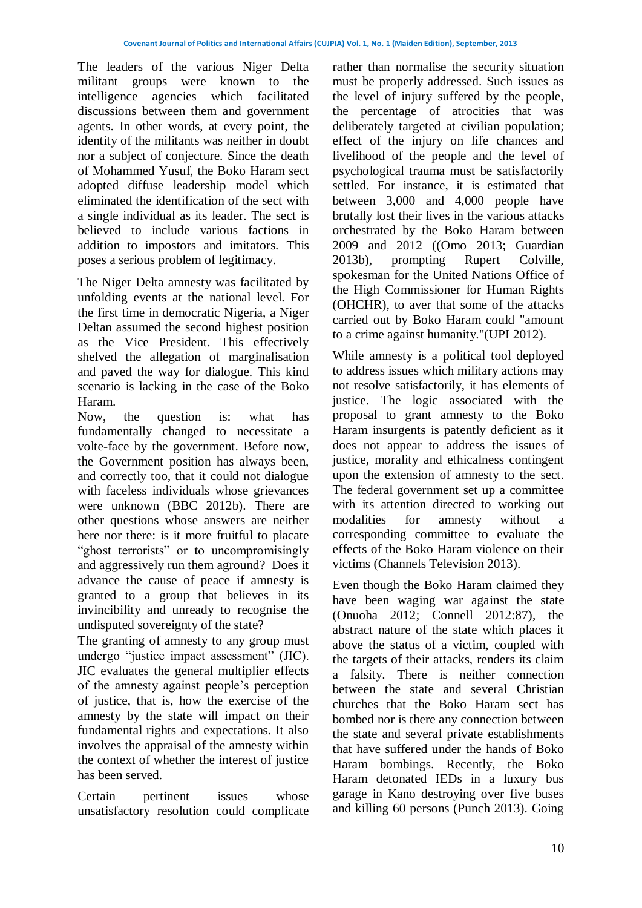The leaders of the various Niger Delta militant groups were known to the intelligence agencies which facilitated discussions between them and government agents. In other words, at every point, the identity of the militants was neither in doubt nor a subject of conjecture. Since the death of Mohammed Yusuf, the Boko Haram sect adopted diffuse leadership model which eliminated the identification of the sect with a single individual as its leader. The sect is believed to include various factions in addition to impostors and imitators. This poses a serious problem of legitimacy.

The Niger Delta amnesty was facilitated by unfolding events at the national level. For the first time in democratic Nigeria, a Niger Deltan assumed the second highest position as the Vice President. This effectively shelved the allegation of marginalisation and paved the way for dialogue. This kind scenario is lacking in the case of the Boko Haram.

Now, the question is: what has fundamentally changed to necessitate a volte-face by the government. Before now, the Government position has always been, and correctly too, that it could not dialogue with faceless individuals whose grievances were unknown (BBC 2012b). There are other questions whose answers are neither here nor there: is it more fruitful to placate "ghost terrorists" or to uncompromisingly and aggressively run them aground? Does it advance the cause of peace if amnesty is granted to a group that believes in its invincibility and unready to recognise the undisputed sovereignty of the state?

The granting of amnesty to any group must undergo "justice impact assessment" (JIC). JIC evaluates the general multiplier effects of the amnesty against people's perception of justice, that is, how the exercise of the amnesty by the state will impact on their fundamental rights and expectations. It also involves the appraisal of the amnesty within the context of whether the interest of justice has been served.

Certain pertinent issues whose unsatisfactory resolution could complicate rather than normalise the security situation must be properly addressed. Such issues as the level of injury suffered by the people, the percentage of atrocities that was deliberately targeted at civilian population; effect of the injury on life chances and livelihood of the people and the level of psychological trauma must be satisfactorily settled. For instance, it is estimated that between 3,000 and 4,000 people have brutally lost their lives in the various attacks orchestrated by the Boko Haram between 2009 and 2012 ((Omo 2013; Guardian 2013b), prompting Rupert Colville, spokesman for the United Nations Office of the High Commissioner for Human Rights (OHCHR), to aver that some of the attacks carried out by Boko Haram could "amount to a crime against humanity."(UPI 2012).

While amnesty is a political tool deployed to address issues which military actions may not resolve satisfactorily, it has elements of justice. The logic associated with the proposal to grant amnesty to the Boko Haram insurgents is patently deficient as it does not appear to address the issues of justice, morality and ethicalness contingent upon the extension of amnesty to the sect. The federal government set up a committee with its attention directed to working out modalities for amnesty without a corresponding committee to evaluate the effects of the Boko Haram violence on their victims (Channels Television 2013).

Even though the Boko Haram claimed they have been waging war against the state (Onuoha 2012; Connell 2012:87), the abstract nature of the state which places it above the status of a victim, coupled with the targets of their attacks, renders its claim a falsity. There is neither connection between the state and several Christian churches that the Boko Haram sect has bombed nor is there any connection between the state and several private establishments that have suffered under the hands of Boko Haram bombings. Recently, the Boko Haram detonated IEDs in a luxury bus garage in Kano destroying over five buses and killing 60 persons (Punch 2013). Going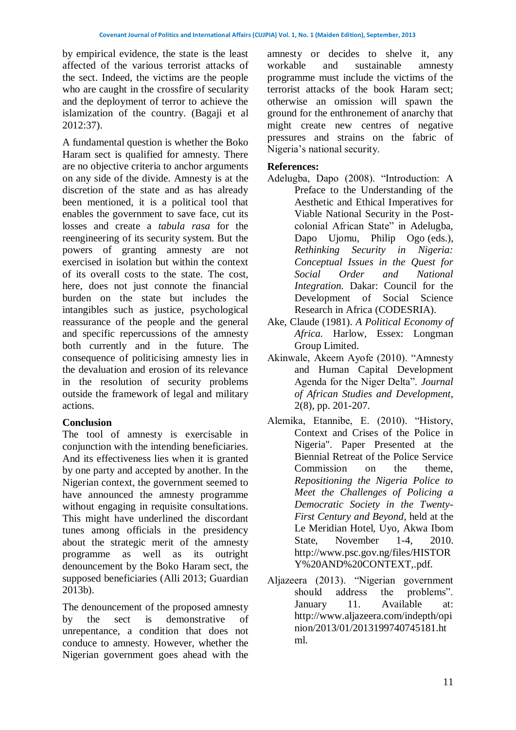by empirical evidence, the state is the least affected of the various terrorist attacks of the sect. Indeed, the victims are the people who are caught in the crossfire of secularity and the deployment of terror to achieve the islamization of the country. (Bagaji et al 2012:37).

A fundamental question is whether the Boko Haram sect is qualified for amnesty. There are no objective criteria to anchor arguments on any side of the divide. Amnesty is at the discretion of the state and as has already been mentioned, it is a political tool that enables the government to save face, cut its losses and create a *tabula rasa* for the reengineering of its security system. But the powers of granting amnesty are not exercised in isolation but within the context of its overall costs to the state. The cost, here, does not just connote the financial burden on the state but includes the intangibles such as justice, psychological reassurance of the people and the general and specific repercussions of the amnesty both currently and in the future. The consequence of politicising amnesty lies in the devaluation and erosion of its relevance in the resolution of security problems outside the framework of legal and military actions.

## Conclusion

The tool of amnesty is exercisable in conjunction with the intending beneficiaries. And its effectiveness lies when it is granted by one party and accepted by another. In the Nigerian context, the government seemed to have announced the amnesty programme without engaging in requisite consultations. This might have underlined the discordant tunes among officials in the presidency about the strategic merit of the amnesty programme as well as its outright denouncement by the Boko Haram sect, the supposed beneficiaries (Alli 2013; Guardian 2013b).

The denouncement of the proposed amnesty by the sect is demonstrative of unrepentance, a condition that does not conduce to amnesty. However, whether the Nigerian government goes ahead with the amnesty or decides to shelve it, any workable and sustainable amnesty programme must include the victims of the terrorist attacks of the book Haram sect; otherwise an omission will spawn the ground for the enthronement of anarchy that might create new centres of negative pressures and strains on the fabric of Nigeria's national security.

## References:

Adelugba, Dapo (2008). "Introduction: A Preface to the Understanding of the Aesthetic and Ethical Imperatives for Viable National Security in the Post-colonial African State" in Adelugba, Dapo Ujomu, Philip Ogo (eds.), *Rethinking Security in Nigeria: Conceptual Issues in the Quest for Social Order and National Integration.* Dakar: Council for the Development of Social Science Research in Africa (CODESRIA).

Ake, Claude (1981). *A Political Economy of Africa.* Harlow, Essex: Longman Group Limited.

Akinwale, Akeem Ayofe (2010). "Amnesty and Human Capital Development Agenda for the Niger Delta". *Journal of African Studies and Development*, 2(8), pp. 201-207.

Alemika, Etannibe, E. (2010). "History, Context and Crises of the Police in Nigeria". Paper Presented at the Biennial Retreat of the Police Service Commission on the theme, *Repositioning the Nigeria Police to Meet the Challenges of Policing a Democratic Society in the Twenty-First Century and Beyond*, held at the Le Meridian Hotel, Uyo, Akwa Ibom State, November 1-4, 2010. http://www.psc.gov.ng/files/HISTORY%20AND%20CONTEXT,.pdf.

Aljazeera (2013). "Nigerian government should address the problems". January 11. Available at: http://www.aljazeera.com/indepth/opinion/2013/01/2013199740745181.html.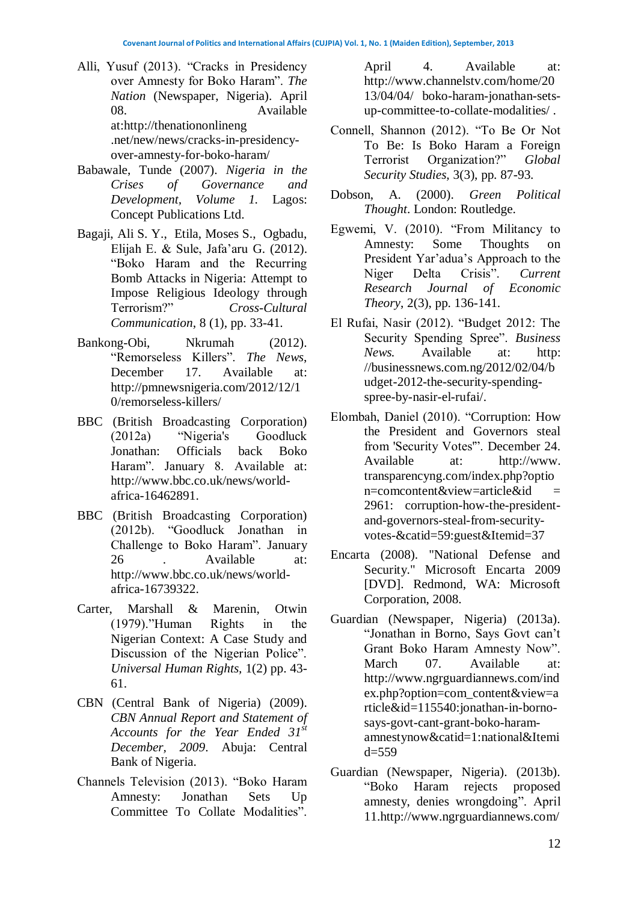Alli, Yusuf (2013). “Cracks in Presidency over Amnesty for Boko Haram”. *The Nation* (Newspaper, Nigeria). April 08. Available at:http://thenationonlineng .net/new/news/cracks-in-presidency-over-amnesty-for-boko-haram/

Babawale, Tunde (2007). *Nigeria in the Crises of Governance and Development, Volume 1.* Lagos: Concept Publications Ltd.

Bagaji, Ali S. Y., Etila, Moses S., Ogbadu, Elijah E. & Sule, Jafa’aru G. (2012). “Boko Haram and the Recurring Bomb Attacks in Nigeria: Attempt to Impose Religious Ideology through Terrorism?” *Cross-Cultural Communication*, 8 (1), pp. 33-41.

Bankong-Obi, Nkrumah (2012). “Remorseless Killers”. *The News*, December 17. Available at: http://pmnewsnigeria.com/2012/12/10/remorseless-killers/

BBC (British Broadcasting Corporation) (2012a) “Nigeria's Goodluck Jonathan: Officials back Boko Haram”. January 8. Available at: http://www.bbc.co.uk/news/world-africa-16462891.

BBC (British Broadcasting Corporation) (2012b). “Goodluck Jonathan in Challenge to Boko Haram”. January 26 . Available at: http://www.bbc.co.uk/news/world-africa-16739322.

Carter, Marshall & Marenin, Otwin (1979).”Human Rights in the Nigerian Context: A Case Study and Discussion of the Nigerian Police”. *Universal Human Rights*, 1(2) pp. 43-61.

CBN (Central Bank of Nigeria) (2009). *CBN Annual Report and Statement of Accounts for the Year Ended 31st December, 2009*. Abuja: Central Bank of Nigeria.

Channels Television (2013). “Boko Haram Amnesty: Jonathan Sets Up Committee To Collate Modalities”. April 4. Available at: http://www.channelstv.com/home/2013/04/04/ boko-haram-jonathan-sets-up-committee-to-collate-modalities/ .

Connell, Shannon (2012). “To Be Or Not To Be: Is Boko Haram a Foreign Terrorist Organization?” *Global Security Studies*, 3(3), pp. 87-93.

Dobson, A. (2000). *Green Political Thought*. London: Routledge.

Egwemi, V. (2010). “From Militancy to Amnesty: Some Thoughts on President Yar’adua’s Approach to the Niger Delta Crisis”. *Current Research Journal of Economic Theory*, 2(3), pp. 136-141.

El Rufai, Nasir (2012). “Budget 2012: The Security Spending Spree”. *Business News.* Available at: http: //businessnews.com.ng/2012/02/04/budget-2012-the-security-spending-spree-by-nasir-el-rufai/.

Elombah, Daniel (2010). “Corruption: How the President and Governors steal from 'Security Votes'”. December 24. Available at: http://www. transparencyng.com/index.php?option=comcontent&view=article&id = 2961: corruption-how-the-president-and-governors-steal-from-security-votes-&catid=59:guest&Itemid=37

Encarta (2008). "National Defense and Security." Microsoft Encarta 2009 [DVD]. Redmond, WA: Microsoft Corporation, 2008.

Guardian (Newspaper, Nigeria) (2013a). “Jonathan in Borno, Says Govt can’t Grant Boko Haram Amnesty Now”. March 07. Available at: http://www.ngrguardiannews.com/index.php?option=com_content&view=article&id=115540:jonathan-in-borno-says-govt-cant-grant-boko-haram-amnestynow&catid=1:national&Itemid=559

Guardian (Newspaper, Nigeria). (2013b). “Boko Haram rejects proposed amnesty, denies wrongdoing”. April 11.http://www.ngrguardiannews.com/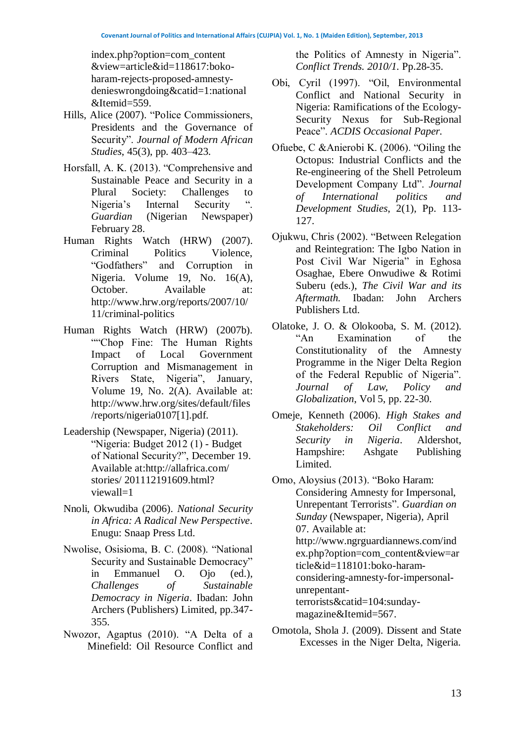index.php?option=com_content&view=article&id=118617:boko-haram-rejects-proposed-amnesty-denieswrongdoing&catid=1:national&Itemid=559.

Hills, Alice (2007). "Police Commissioners, Presidents and the Governance of Security". *Journal of Modern African Studies*, 45(3), pp. 403–423.

Horsfall, A. K. (2013). "Comprehensive and Sustainable Peace and Security in a Plural Society: Challenges to Nigeria's Internal Security ". *Guardian* (Nigerian Newspaper) February 28.

Human Rights Watch (HRW) (2007). Criminal Politics Violence, "Godfathers" and Corruption in Nigeria. Volume 19, No. 16(A), October. Available at: http://www.hrw.org/reports/2007/10/11/criminal-politics

Human Rights Watch (HRW) (2007b). ""Chop Fine: The Human Rights Impact of Local Government Corruption and Mismanagement in Rivers State, Nigeria", January, Volume 19, No. 2(A). Available at: http://www.hrw.org/sites/default/files/reports/nigeria0107[1].pdf.

Leadership (Newspaper, Nigeria) (2011). "Nigeria: Budget 2012 (1) - Budget of National Security?", December 19. Available at:http://allafrica.com/stories/ 201112191609.html?viewall=1

Nnoli, Okwudiba (2006). *National Security in Africa: A Radical New Perspective*. Enugu: Snaap Press Ltd.

Nwolise, Osisioma, B. C. (2008). "National Security and Sustainable Democracy" in Emmanuel O. Ojo (ed.), *Challenges of Sustainable Democracy in Nigeria*. Ibadan: John Archers (Publishers) Limited, pp.347-355.

Nwozor, Agaptus (2010). "A Delta of a Minefield: Oil Resource Conflict and the Politics of Amnesty in Nigeria". *Conflict Trends. 2010/1.* Pp.28-35.

Obi, Cyril (1997). "Oil, Environmental Conflict and National Security in Nigeria: Ramifications of the Ecology-Security Nexus for Sub-Regional Peace". *ACDIS Occasional Paper.*

Ofuebe, C &Anierobi K. (2006). "Oiling the Octopus: Industrial Conflicts and the Re-engineering of the Shell Petroleum Development Company Ltd". *Journal of International politics and Development Studies*, 2(1), Pp. 113-127.

Ojukwu, Chris (2002). "Between Relegation and Reintegration: The Igbo Nation in Post Civil War Nigeria" in Eghosa Osaghae, Ebere Onwudiwe & Rotimi Suberu (eds.), *The Civil War and its Aftermath.* Ibadan: John Archers Publishers Ltd.

Olatoke, J. O. & Olokooba, S. M. (2012). "An Examination of the Constitutionality of the Amnesty Programme in the Niger Delta Region of the Federal Republic of Nigeria". *Journal of Law, Policy and Globalization*, Vol 5, pp. 22-30.

Omeje, Kenneth (2006). *High Stakes and Stakeholders: Oil Conflict and Security in Nigeria*. Aldershot, Hampshire: Ashgate Publishing Limited.

Omo, Aloysius (2013). "Boko Haram: Considering Amnesty for Impersonal, Unrepentant Terrorists". *Guardian on Sunday* (Newspaper, Nigeria), April 07. Available at: http://www.ngrguardiannews.com/index.php?option=com_content&view=article&id=118101:boko-haram-considering-amnesty-for-impersonal-unrepentant-terrorists&catid=104:sunday-magazine&Itemid=567.

Omotola, Shola J. (2009). Dissent and State Excesses in the Niger Delta, Nigeria.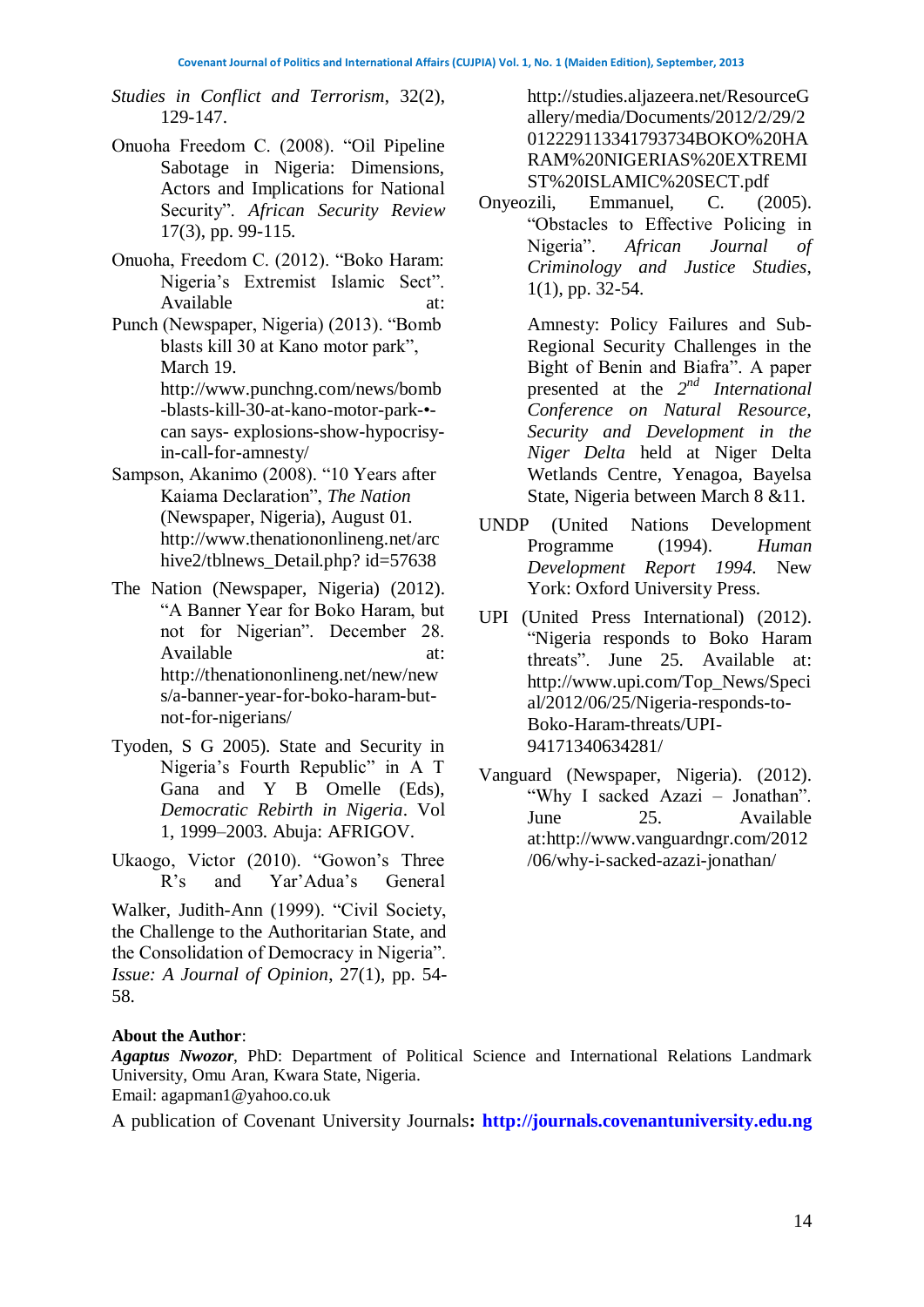*Studies in Conflict and Terrorism*, 32(2), 129-147.

Onuoha Freedom C. (2008). "Oil Pipeline Sabotage in Nigeria: Dimensions, Actors and Implications for National Security". *African Security Review* 17(3), pp. 99-115.

Onuoha, Freedom C. (2012). "Boko Haram: Nigeria's Extremist Islamic Sect". Available at:

Punch (Newspaper, Nigeria) (2013). "Bomb blasts kill 30 at Kano motor park", March 19. http://www.punchng.com/news/bomb-blasts-kill-30-at-kano-motor-park-•-can says- explosions-show-hypocrisy-in-call-for-amnesty/

Sampson, Akanimo (2008). "10 Years after Kaiama Declaration", *The Nation* (Newspaper, Nigeria), August 01. http://www.thenationonlineng.net/archive2/tblnews_Detail.php? id=57638

The Nation (Newspaper, Nigeria) (2012). "A Banner Year for Boko Haram, but not for Nigerian". December 28. Available at: http://thenationonlineng.net/new/news/a-banner-year-for-boko-haram-but-not-for-nigerians/

Tyoden, S G 2005). State and Security in Nigeria's Fourth Republic" in A T Gana and Y B Omelle (Eds), *Democratic Rebirth in Nigeria*. Vol 1, 1999–2003. Abuja: AFRIGOV.

Ukaogo, Victor (2010). "Gowon's Three R's and Yar'Adua's General

Walker, Judith-Ann (1999). "Civil Society, the Challenge to the Authoritarian State, and the Consolidation of Democracy in Nigeria". *Issue: A Journal of Opinion*, 27(1), pp. 54-58.

http://studies.aljazeera.net/ResourceGallery/media/Documents/2012/2/29/20122291133417937 34BOKO%20HARAM%20NIGERIAS%20EXTREMIST%20ISLAMIC%20SECT.pdf

Onyeozili, Emmanuel, C. (2005). "Obstacles to Effective Policing in Nigeria". *African Journal of Criminology and Justice Studies*, 1(1), pp. 32-54.

Amnesty: Policy Failures and Sub-Regional Security Challenges in the Bight of Benin and Biafra". A paper presented at the 2nd *International Conference on Natural Resource, Security and Development in the Niger Delta* held at Niger Delta Wetlands Centre, Yenagoa, Bayelsa State, Nigeria between March 8 &11.

UNDP (United Nations Development Programme (1994). *Human Development Report 1994*. New York: Oxford University Press.

UPI (United Press International) (2012). "Nigeria responds to Boko Haram threats". June 25. Available at: http://www.upi.com/Top_News/Special/2012/06/25/Nigeria-responds-to-Boko-Haram-threats/UPI-94171340634281/

Vanguard (Newspaper, Nigeria). (2012). "Why I sacked Azazi – Jonathan". June 25. Available at:http://www.vanguardngr.com/2012/06/why-i-sacked-azazi-jonathan/

**About the Author**:

***Agaptus Nwozor***, PhD: Department of Political Science and International Relations Landmark University, Omu Aran, Kwara State, Nigeria.
Email: agapman1@yahoo.co.uk

A publication of Covenant University Journals**: http://journals.covenantuniversity.edu.ng**